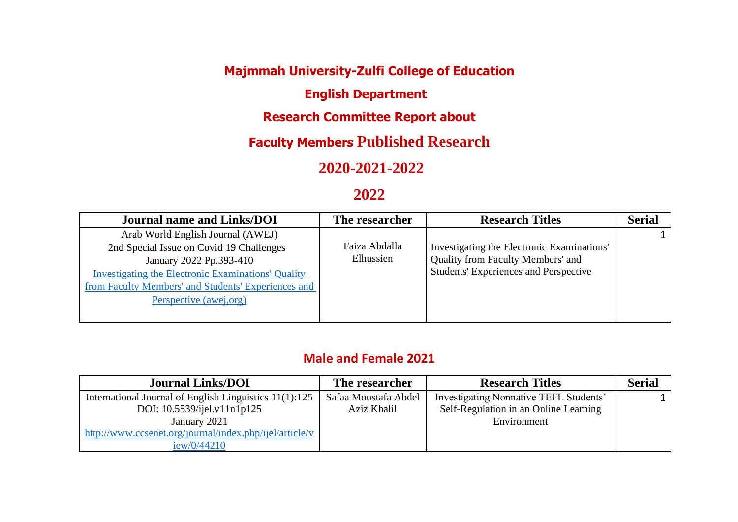# Majmmah University-Zulfi College of Education

## English Department

## Research Committee Report about

## Faculty Members Published Research

## 2020-2021-2022

## 2022

| Journal name and Links/DOI | The researcher | Research Titles | Serial |
|---|---|---|---|
| Arab World English Journal (AWEJ)<br>2nd Special Issue on Covid 19 Challenges<br>January 2022 Pp.393-410<br>[Investigating the Electronic Examinations' Quality from Faculty Members' and Students' Experiences and Perspective (awej.org)] | Faiza Abdalla Elhussien | Investigating the Electronic Examinations' Quality from Faculty Members' and Students' Experiences and Perspective | 1 |

## Male and Female 2021

| Journal Links/DOI | The researcher | Research Titles | Serial |
|---|---|---|---|
| International Journal of English Linguistics 11(1):125<br>DOI: 10.5539/ijel.v11n1p125<br>January 2021<br>http://www.ccsenet.org/journal/index.php/ijel/article/view/0/44210 | Safaa Moustafa Abdel Aziz Khalil | Investigating Nonnative TEFL Students' Self-Regulation in an Online Learning Environment | 1 |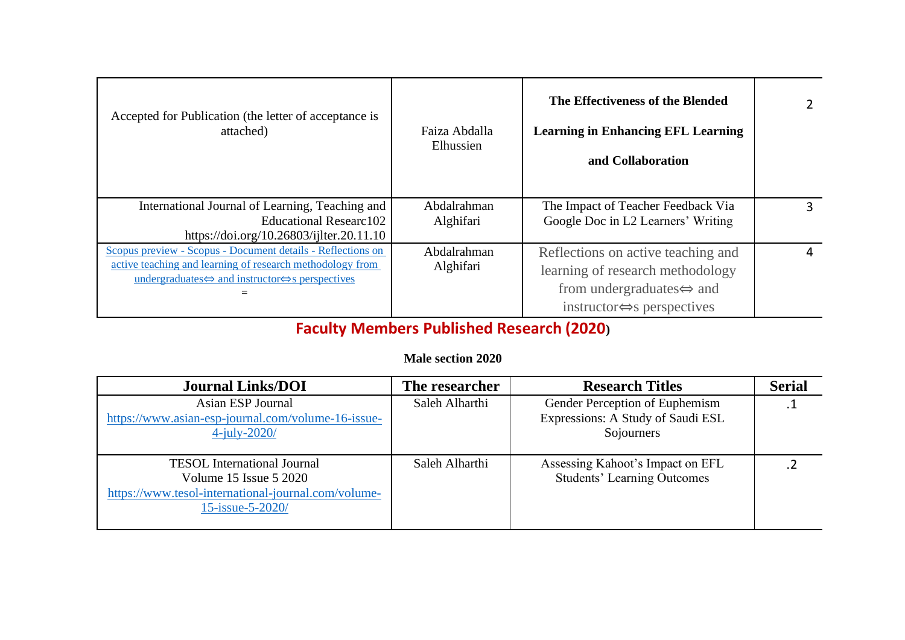| | | | |
|---|---|---|---|
| Accepted for Publication (the letter of acceptance is attached) | Faiza Abdalla Elhussien | **The Effectiveness of the Blended Learning in Enhancing EFL Learning and Collaboration** | 2 |
| International Journal of Learning, Teaching and Educational Researc102 https://doi.org/10.26803/ijlter.20.11.10 | Abdalrahman Alghifari | The Impact of Teacher Feedback Via Google Doc in L2 Learners' Writing | 3 |
| Scopus preview - Scopus - Document details - Reflections on active teaching and learning of research methodology from undergraduates⇔ and instructor⇔s perspectives = | Abdalrahman Alghifari | Reflections on active teaching and learning of research methodology from undergraduates⇔ and instructor⇔s perspectives | 4 |

## Faculty Members Published Research (2020)

**Male section 2020**

| Journal Links/DOI | The researcher | Research Titles | Serial |
|---|---|---|---|
| Asian ESP Journal https://www.asian-esp-journal.com/volume-16-issue-4-july-2020/ | Saleh Alharthi | Gender Perception of Euphemism Expressions: A Study of Saudi ESL Sojourners | .1 |
| TESOL International Journal Volume 15 Issue 5 2020 https://www.tesol-international-journal.com/volume-15-issue-5-2020/ | Saleh Alharthi | Assessing Kahoot's Impact on EFL Students' Learning Outcomes | .2 |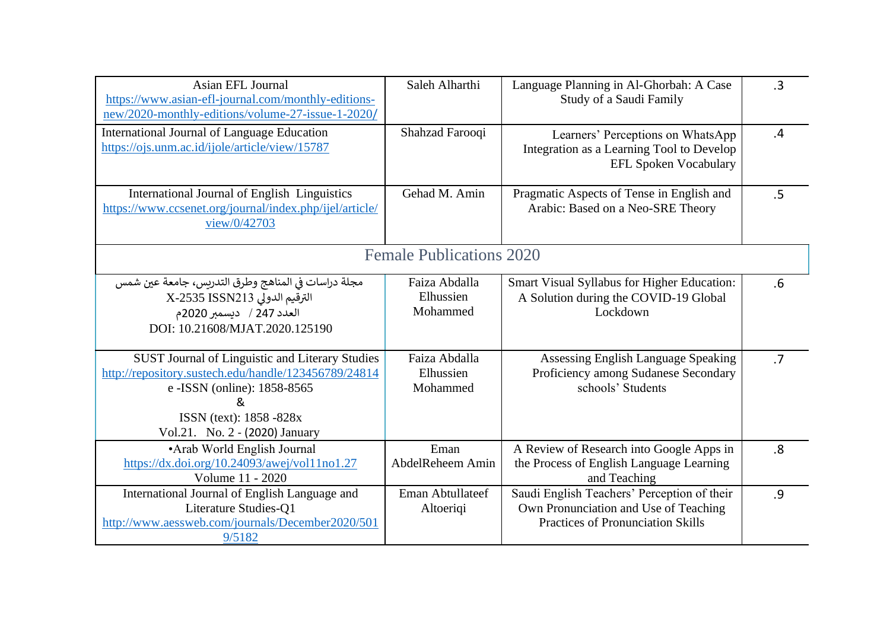| Journal | Author | Title | No. |
|---|---|---|---|
| Asian EFL Journal https://www.asian-efl-journal.com/monthly-editions-new/2020-monthly-editions/volume-27-issue-1-2020/ | Saleh Alharthi | Language Planning in Al-Ghorbah: A Case Study of a Saudi Family | .3 |
| International Journal of Language Education https://ojs.unm.ac.id/ijole/article/view/15787 | Shahzad Farooqi | Learners' Perceptions on WhatsApp Integration as a Learning Tool to Develop EFL Spoken Vocabulary | .4 |
| International Journal of English Linguistics https://www.ccsenet.org/journal/index.php/ijel/article/view/0/42703 | Gehad M. Amin | Pragmatic Aspects of Tense in English and Arabic: Based on a Neo-SRE Theory | .5 |
| Female Publications 2020 | | | |
| مجلة دراسات في المناهج وطرق التدريس، جامعة عين شمس الترقيم الدولي ISSN213 X-2535 العدد 247 / ديسمبر 2020م DOI: 10.21608/MJAT.2020.125190 | Faiza Abdalla Elhussien Mohammed | Smart Visual Syllabus for Higher Education: A Solution during the COVID-19 Global Lockdown | .6 |
| SUST Journal of Linguistic and Literary Studies http://repository.sustech.edu/handle/123456789/24814 e -ISSN (online): 1858-8565 & ISSN (text): 1858 -828x Vol.21. No. 2 - (2020) January | Faiza Abdalla Elhussien Mohammed | Assessing English Language Speaking Proficiency among Sudanese Secondary schools' Students | .7 |
| •Arab World English Journal https://dx.doi.org/10.24093/awej/vol11no1.27 Volume 11 - 2020 | Eman AbdelReheem Amin | A Review of Research into Google Apps in the Process of English Language Learning and Teaching | .8 |
| International Journal of English Language and Literature Studies-Q1 http://www.aessweb.com/journals/December2020/5019/5182 | Eman Abtullateef Altoeriqi | Saudi English Teachers' Perception of their Own Pronunciation and Use of Teaching Practices of Pronunciation Skills | .9 |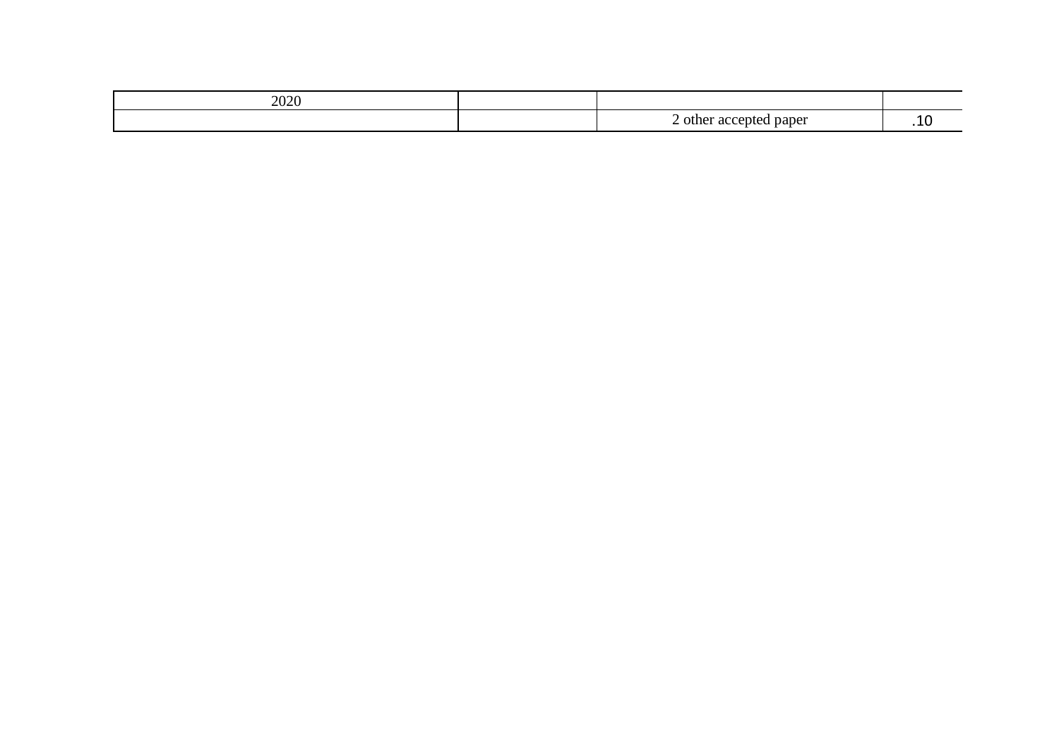| | | | |
|---|---|---|---|
| 2020 | | | |
| | | 2 other accepted paper | .10 |